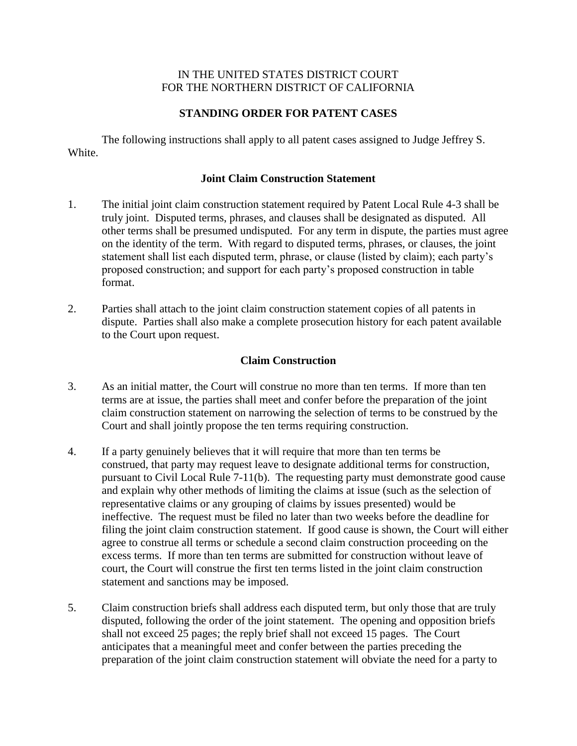IN THE UNITED STATES DISTRICT COURT
FOR THE NORTHERN DISTRICT OF CALIFORNIA

# STANDING ORDER FOR PATENT CASES

The following instructions shall apply to all patent cases assigned to Judge Jeffrey S. White.

## Joint Claim Construction Statement

1. The initial joint claim construction statement required by Patent Local Rule 4-3 shall be truly joint. Disputed terms, phrases, and clauses shall be designated as disputed. All other terms shall be presumed undisputed. For any term in dispute, the parties must agree on the identity of the term. With regard to disputed terms, phrases, or clauses, the joint statement shall list each disputed term, phrase, or clause (listed by claim); each party's proposed construction; and support for each party's proposed construction in table format.

2. Parties shall attach to the joint claim construction statement copies of all patents in dispute. Parties shall also make a complete prosecution history for each patent available to the Court upon request.

## Claim Construction

3. As an initial matter, the Court will construe no more than ten terms. If more than ten terms are at issue, the parties shall meet and confer before the preparation of the joint claim construction statement on narrowing the selection of terms to be construed by the Court and shall jointly propose the ten terms requiring construction.

4. If a party genuinely believes that it will require that more than ten terms be construed, that party may request leave to designate additional terms for construction, pursuant to Civil Local Rule 7-11(b). The requesting party must demonstrate good cause and explain why other methods of limiting the claims at issue (such as the selection of representative claims or any grouping of claims by issues presented) would be ineffective. The request must be filed no later than two weeks before the deadline for filing the joint claim construction statement. If good cause is shown, the Court will either agree to construe all terms or schedule a second claim construction proceeding on the excess terms. If more than ten terms are submitted for construction without leave of court, the Court will construe the first ten terms listed in the joint claim construction statement and sanctions may be imposed.

5. Claim construction briefs shall address each disputed term, but only those that are truly disputed, following the order of the joint statement. The opening and opposition briefs shall not exceed 25 pages; the reply brief shall not exceed 15 pages. The Court anticipates that a meaningful meet and confer between the parties preceding the preparation of the joint claim construction statement will obviate the need for a party to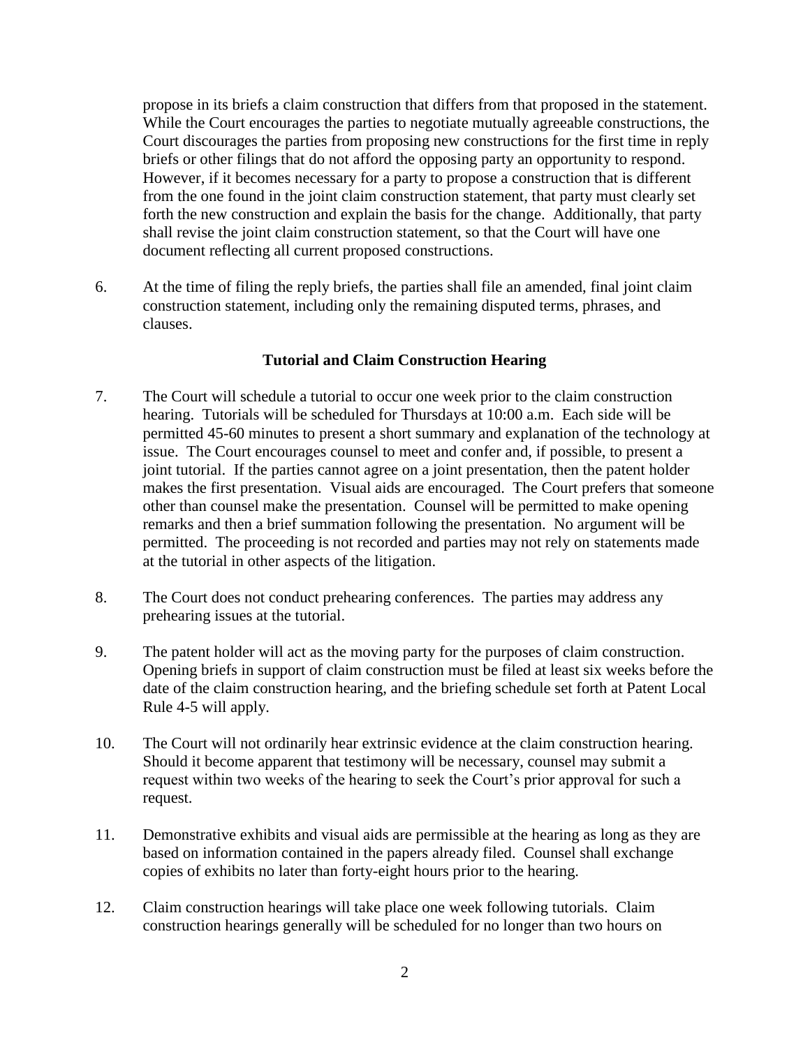propose in its briefs a claim construction that differs from that proposed in the statement. While the Court encourages the parties to negotiate mutually agreeable constructions, the Court discourages the parties from proposing new constructions for the first time in reply briefs or other filings that do not afford the opposing party an opportunity to respond. However, if it becomes necessary for a party to propose a construction that is different from the one found in the joint claim construction statement, that party must clearly set forth the new construction and explain the basis for the change. Additionally, that party shall revise the joint claim construction statement, so that the Court will have one document reflecting all current proposed constructions.

6. At the time of filing the reply briefs, the parties shall file an amended, final joint claim construction statement, including only the remaining disputed terms, phrases, and clauses.

**Tutorial and Claim Construction Hearing**

7. The Court will schedule a tutorial to occur one week prior to the claim construction hearing. Tutorials will be scheduled for Thursdays at 10:00 a.m. Each side will be permitted 45-60 minutes to present a short summary and explanation of the technology at issue. The Court encourages counsel to meet and confer and, if possible, to present a joint tutorial. If the parties cannot agree on a joint presentation, then the patent holder makes the first presentation. Visual aids are encouraged. The Court prefers that someone other than counsel make the presentation. Counsel will be permitted to make opening remarks and then a brief summation following the presentation. No argument will be permitted. The proceeding is not recorded and parties may not rely on statements made at the tutorial in other aspects of the litigation.

8. The Court does not conduct prehearing conferences. The parties may address any prehearing issues at the tutorial.

9. The patent holder will act as the moving party for the purposes of claim construction. Opening briefs in support of claim construction must be filed at least six weeks before the date of the claim construction hearing, and the briefing schedule set forth at Patent Local Rule 4-5 will apply.

10. The Court will not ordinarily hear extrinsic evidence at the claim construction hearing. Should it become apparent that testimony will be necessary, counsel may submit a request within two weeks of the hearing to seek the Court's prior approval for such a request.

11. Demonstrative exhibits and visual aids are permissible at the hearing as long as they are based on information contained in the papers already filed. Counsel shall exchange copies of exhibits no later than forty-eight hours prior to the hearing.

12. Claim construction hearings will take place one week following tutorials. Claim construction hearings generally will be scheduled for no longer than two hours on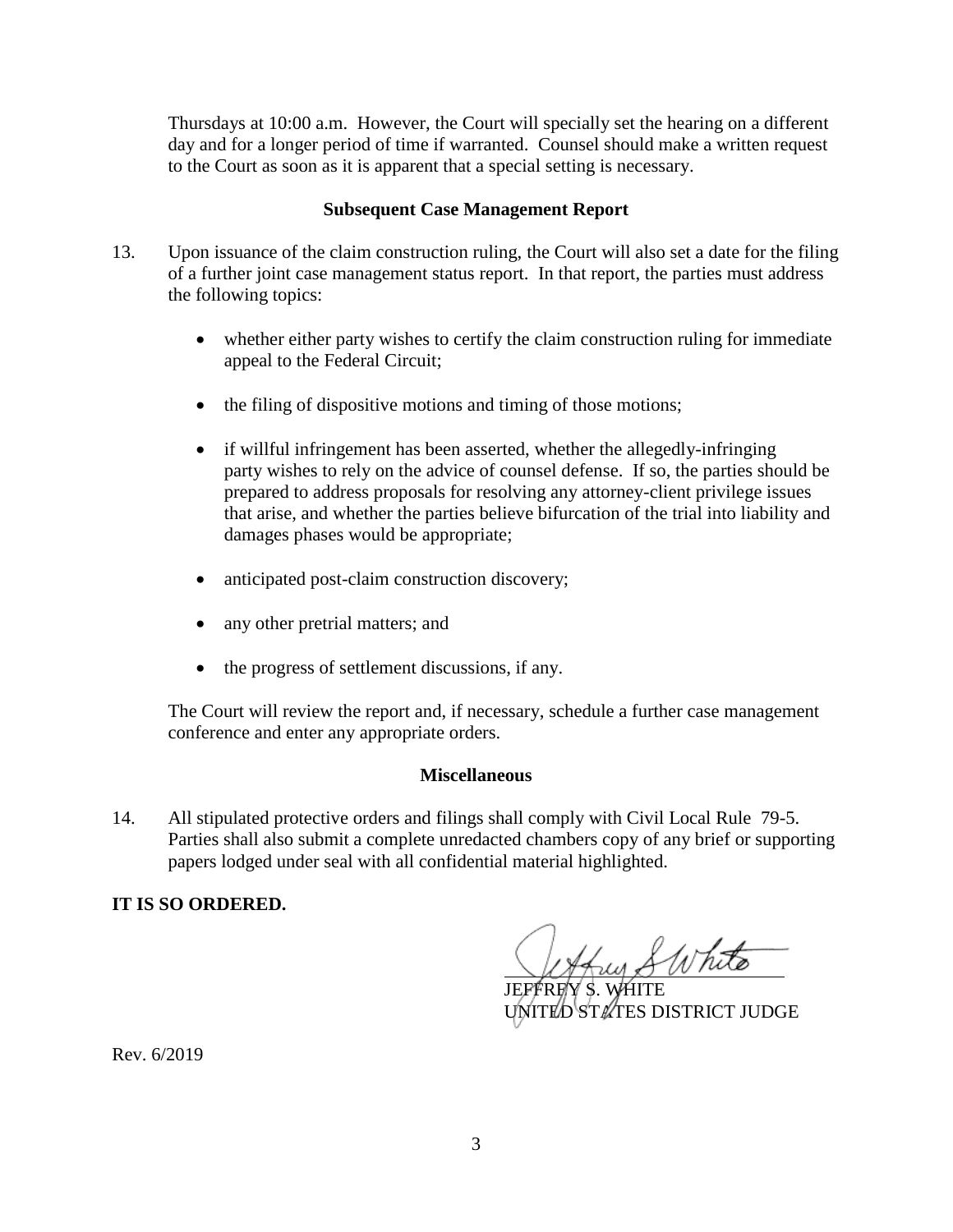Thursdays at 10:00 a.m. However, the Court will specially set the hearing on a different day and for a longer period of time if warranted. Counsel should make a written request to the Court as soon as it is apparent that a special setting is necessary.

**Subsequent Case Management Report**

13. Upon issuance of the claim construction ruling, the Court will also set a date for the filing of a further joint case management status report. In that report, the parties must address the following topics:

    - whether either party wishes to certify the claim construction ruling for immediate appeal to the Federal Circuit;
    - the filing of dispositive motions and timing of those motions;
    - if willful infringement has been asserted, whether the allegedly-infringing party wishes to rely on the advice of counsel defense. If so, the parties should be prepared to address proposals for resolving any attorney-client privilege issues that arise, and whether the parties believe bifurcation of the trial into liability and damages phases would be appropriate;
    - anticipated post-claim construction discovery;
    - any other pretrial matters; and
    - the progress of settlement discussions, if any.

    The Court will review the report and, if necessary, schedule a further case management conference and enter any appropriate orders.

**Miscellaneous**

14. All stipulated protective orders and filings shall comply with Civil Local Rule 79-5. Parties shall also submit a complete unredacted chambers copy of any brief or supporting papers lodged under seal with all confidential material highlighted.

**IT IS SO ORDERED.**

JEFFREY S. WHITE
UNITED STATES DISTRICT JUDGE

Rev. 6/2019